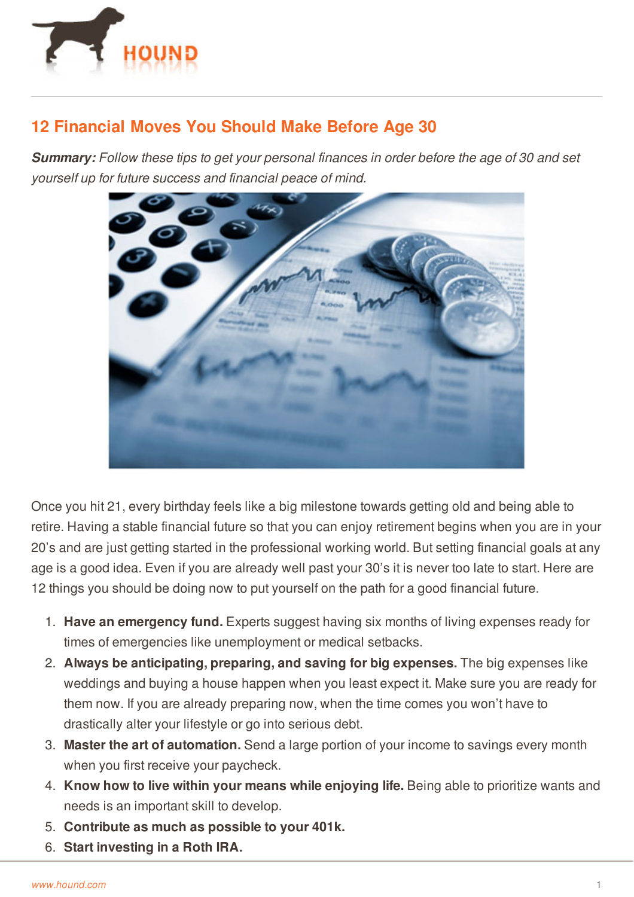# 12 Financial Moves You Should Make Before Age 30

***Summary:*** *Follow these tips to get your personal finances in order before the age of 30 and set yourself up for future success and financial peace of mind.*

Once you hit 21, every birthday feels like a big milestone towards getting old and being able to retire. Having a stable financial future so that you can enjoy retirement begins when you are in your 20's and are just getting started in the professional working world. But setting financial goals at any age is a good idea. Even if you are already well past your 30's it is never too late to start. Here are 12 things you should be doing now to put yourself on the path for a good financial future.

1. **Have an emergency fund.** Experts suggest having six months of living expenses ready for times of emergencies like unemployment or medical setbacks.
2. **Always be anticipating, preparing, and saving for big expenses.** The big expenses like weddings and buying a house happen when you least expect it. Make sure you are ready for them now. If you are already preparing now, when the time comes you won't have to drastically alter your lifestyle or go into serious debt.
3. **Master the art of automation.** Send a large portion of your income to savings every month when you first receive your paycheck.
4. **Know how to live within your means while enjoying life.** Being able to prioritize wants and needs is an important skill to develop.
5. **Contribute as much as possible to your 401k.**
6. **Start investing in a Roth IRA.**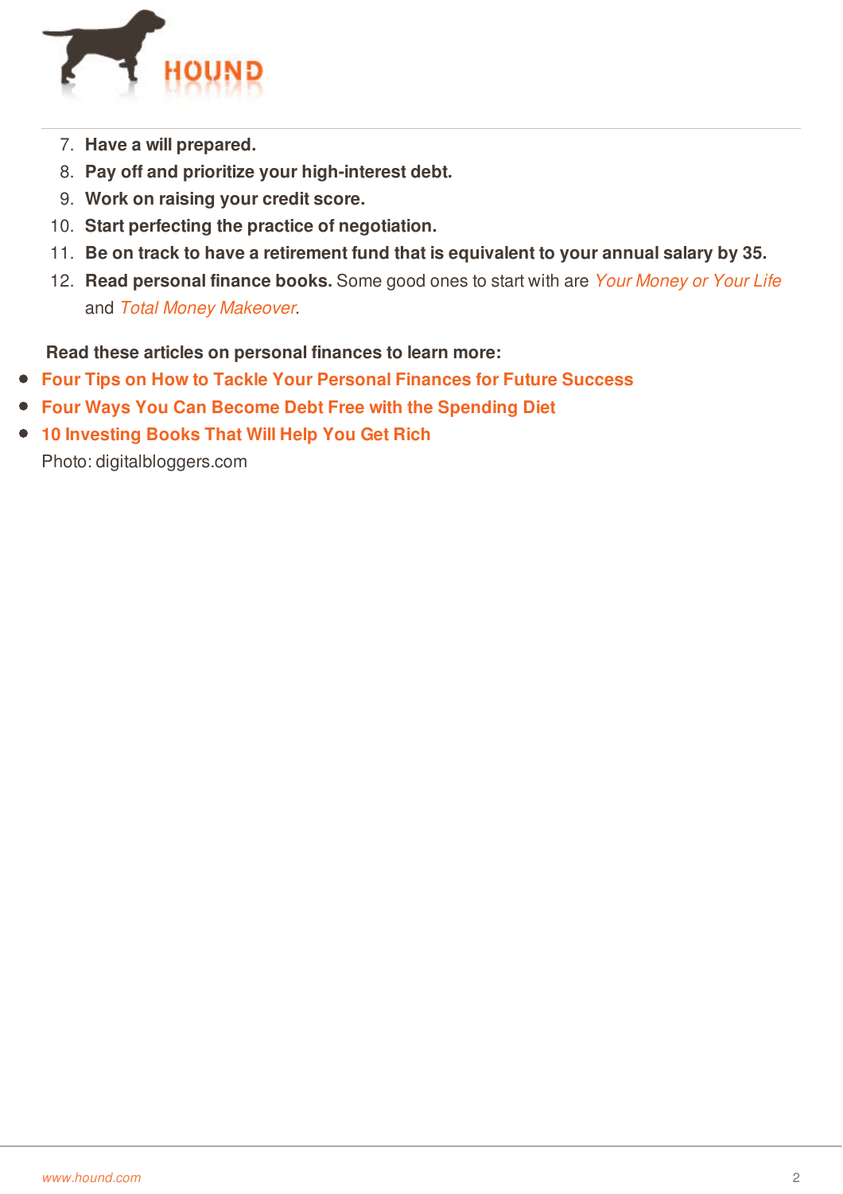7. **Have a will prepared.**
8. **Pay off and prioritize your high-interest debt.**
9. **Work on raising your credit score.**
10. **Start perfecting the practice of negotiation.**
11. **Be on track to have a retirement fund that is equivalent to your annual salary by 35.**
12. **Read personal finance books.** Some good ones to start with are *Your Money or Your Life* and *Total Money Makeover*.

**Read these articles on personal finances to learn more:**

- **Four Tips on How to Tackle Your Personal Finances for Future Success**
- **Four Ways You Can Become Debt Free with the Spending Diet**
- **10 Investing Books That Will Help You Get Rich**

Photo: digitalbloggers.com